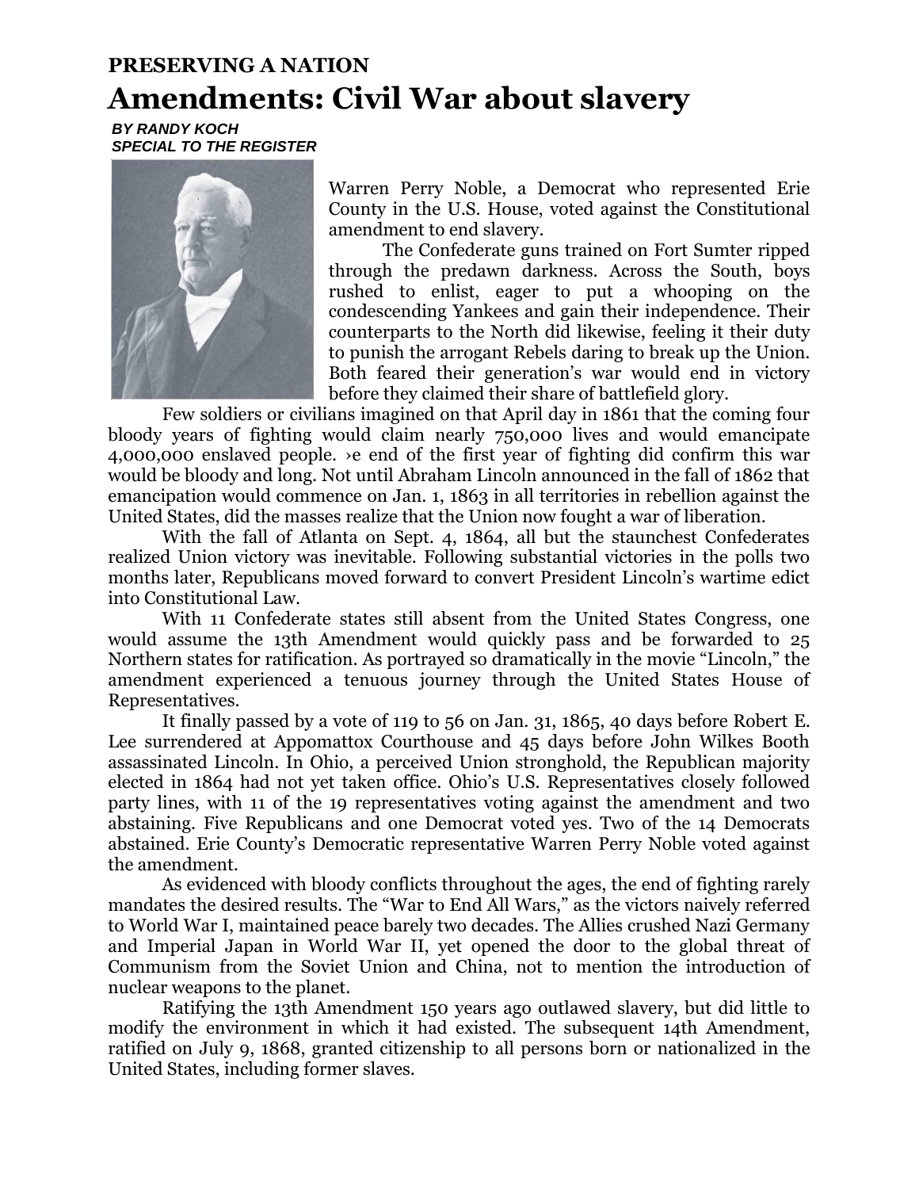# PRESERVING A NATION

## Amendments: Civil War about slavery

***BY RANDY KOCH***
***SPECIAL TO THE REGISTER***

Warren Perry Noble, a Democrat who represented Erie County in the U.S. House, voted against the Constitutional amendment to end slavery.

The Confederate guns trained on Fort Sumter ripped through the predawn darkness. Across the South, boys rushed to enlist, eager to put a whooping on the condescending Yankees and gain their independence. Their counterparts to the North did likewise, feeling it their duty to punish the arrogant Rebels daring to break up the Union. Both feared their generation's war would end in victory before they claimed their share of battlefield glory.

Few soldiers or civilians imagined on that April day in 1861 that the coming four bloody years of fighting would claim nearly 750,000 lives and would emancipate 4,000,000 enslaved people. ›e end of the first year of fighting did confirm this war would be bloody and long. Not until Abraham Lincoln announced in the fall of 1862 that emancipation would commence on Jan. 1, 1863 in all territories in rebellion against the United States, did the masses realize that the Union now fought a war of liberation.

With the fall of Atlanta on Sept. 4, 1864, all but the staunchest Confederates realized Union victory was inevitable. Following substantial victories in the polls two months later, Republicans moved forward to convert President Lincoln's wartime edict into Constitutional Law.

With 11 Confederate states still absent from the United States Congress, one would assume the 13th Amendment would quickly pass and be forwarded to 25 Northern states for ratification. As portrayed so dramatically in the movie "Lincoln," the amendment experienced a tenuous journey through the United States House of Representatives.

It finally passed by a vote of 119 to 56 on Jan. 31, 1865, 40 days before Robert E. Lee surrendered at Appomattox Courthouse and 45 days before John Wilkes Booth assassinated Lincoln. In Ohio, a perceived Union stronghold, the Republican majority elected in 1864 had not yet taken office. Ohio's U.S. Representatives closely followed party lines, with 11 of the 19 representatives voting against the amendment and two abstaining. Five Republicans and one Democrat voted yes. Two of the 14 Democrats abstained. Erie County's Democratic representative Warren Perry Noble voted against the amendment.

As evidenced with bloody conflicts throughout the ages, the end of fighting rarely mandates the desired results. The "War to End All Wars," as the victors naively referred to World War I, maintained peace barely two decades. The Allies crushed Nazi Germany and Imperial Japan in World War II, yet opened the door to the global threat of Communism from the Soviet Union and China, not to mention the introduction of nuclear weapons to the planet.

Ratifying the 13th Amendment 150 years ago outlawed slavery, but did little to modify the environment in which it had existed. The subsequent 14th Amendment, ratified on July 9, 1868, granted citizenship to all persons born or nationalized in the United States, including former slaves.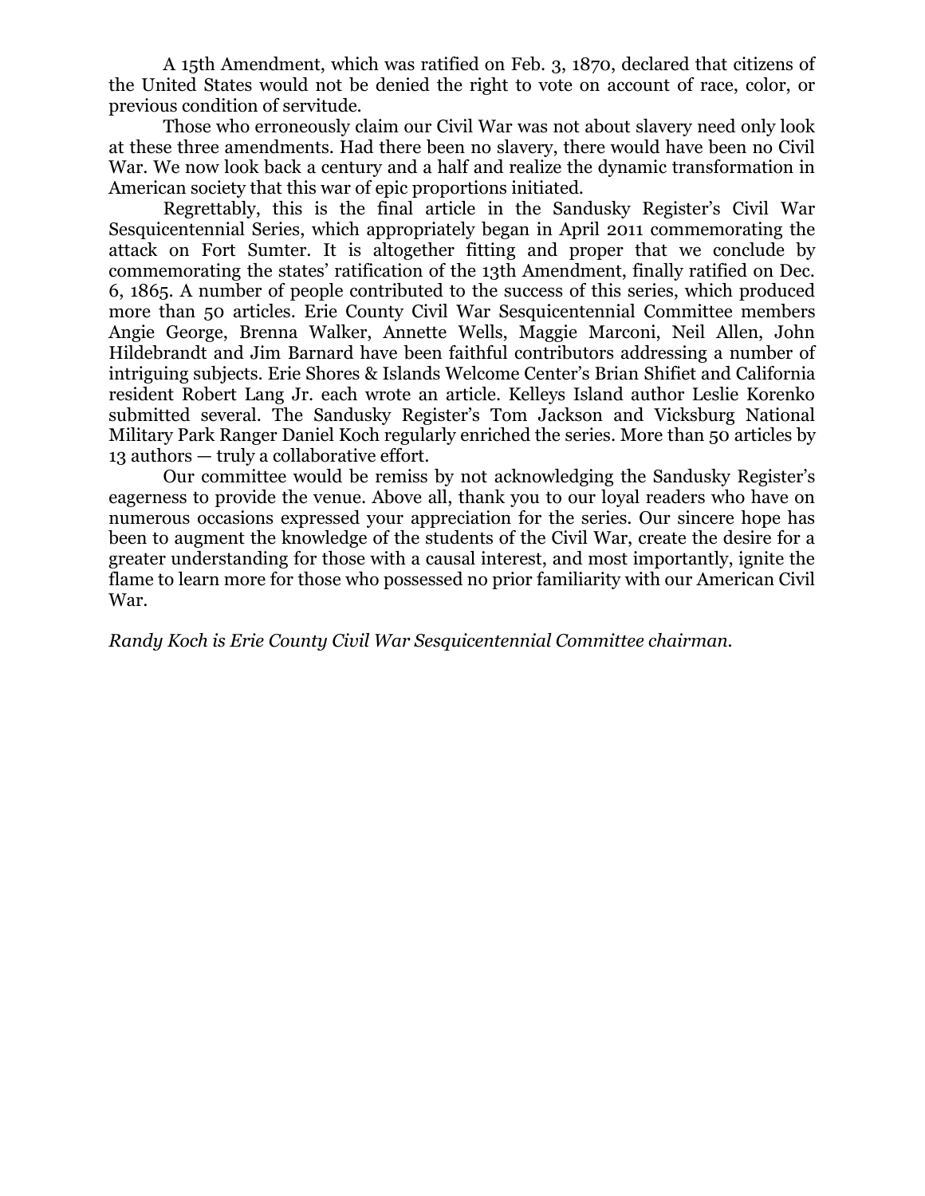A 15th Amendment, which was ratified on Feb. 3, 1870, declared that citizens of the United States would not be denied the right to vote on account of race, color, or previous condition of servitude.

Those who erroneously claim our Civil War was not about slavery need only look at these three amendments. Had there been no slavery, there would have been no Civil War. We now look back a century and a half and realize the dynamic transformation in American society that this war of epic proportions initiated.

Regrettably, this is the final article in the Sandusky Register's Civil War Sesquicentennial Series, which appropriately began in April 2011 commemorating the attack on Fort Sumter. It is altogether fitting and proper that we conclude by commemorating the states' ratification of the 13th Amendment, finally ratified on Dec. 6, 1865. A number of people contributed to the success of this series, which produced more than 50 articles. Erie County Civil War Sesquicentennial Committee members Angie George, Brenna Walker, Annette Wells, Maggie Marconi, Neil Allen, John Hildebrandt and Jim Barnard have been faithful contributors addressing a number of intriguing subjects. Erie Shores & Islands Welcome Center's Brian Shifiet and California resident Robert Lang Jr. each wrote an article. Kelleys Island author Leslie Korenko submitted several. The Sandusky Register's Tom Jackson and Vicksburg National Military Park Ranger Daniel Koch regularly enriched the series. More than 50 articles by 13 authors — truly a collaborative effort.

Our committee would be remiss by not acknowledging the Sandusky Register's eagerness to provide the venue. Above all, thank you to our loyal readers who have on numerous occasions expressed your appreciation for the series. Our sincere hope has been to augment the knowledge of the students of the Civil War, create the desire for a greater understanding for those with a causal interest, and most importantly, ignite the flame to learn more for those who possessed no prior familiarity with our American Civil War.

*Randy Koch is Erie County Civil War Sesquicentennial Committee chairman.*